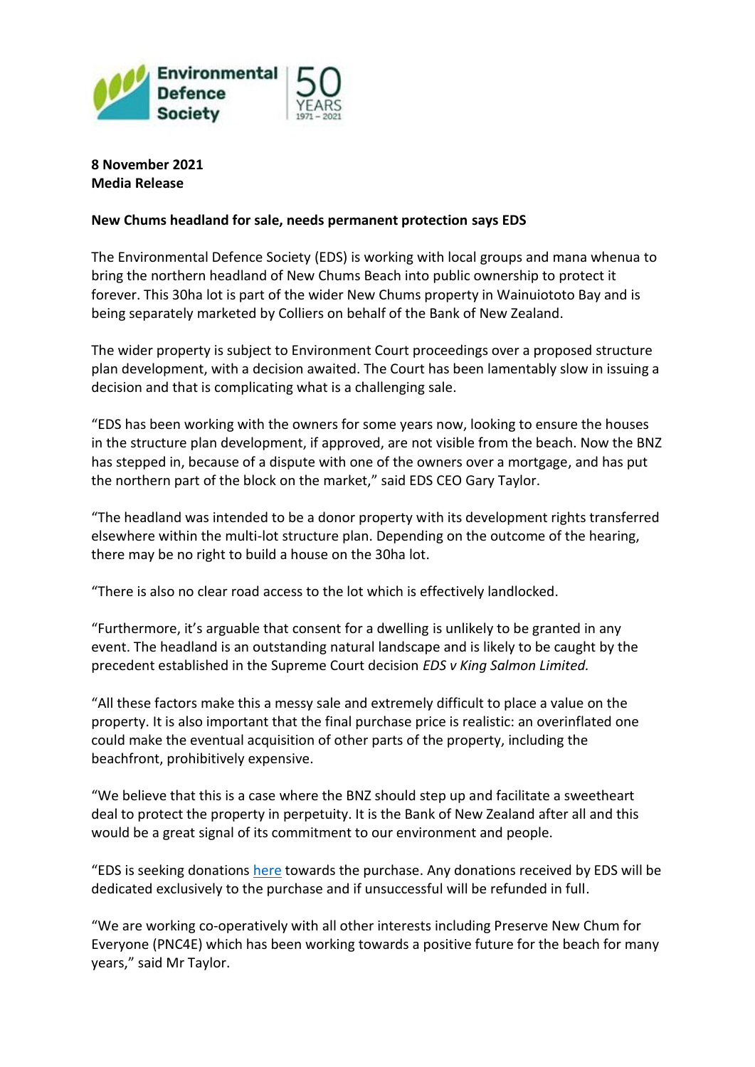**8 November 2021**
**Media Release**

**New Chums headland for sale, needs permanent protection says EDS**

The Environmental Defence Society (EDS) is working with local groups and mana whenua to bring the northern headland of New Chums Beach into public ownership to protect it forever. This 30ha lot is part of the wider New Chums property in Wainuiototo Bay and is being separately marketed by Colliers on behalf of the Bank of New Zealand.

The wider property is subject to Environment Court proceedings over a proposed structure plan development, with a decision awaited. The Court has been lamentably slow in issuing a decision and that is complicating what is a challenging sale.

"EDS has been working with the owners for some years now, looking to ensure the houses in the structure plan development, if approved, are not visible from the beach. Now the BNZ has stepped in, because of a dispute with one of the owners over a mortgage, and has put the northern part of the block on the market," said EDS CEO Gary Taylor.

"The headland was intended to be a donor property with its development rights transferred elsewhere within the multi-lot structure plan. Depending on the outcome of the hearing, there may be no right to build a house on the 30ha lot.

"There is also no clear road access to the lot which is effectively landlocked.

"Furthermore, it's arguable that consent for a dwelling is unlikely to be granted in any event. The headland is an outstanding natural landscape and is likely to be caught by the precedent established in the Supreme Court decision *EDS v King Salmon Limited.*

"All these factors make this a messy sale and extremely difficult to place a value on the property. It is also important that the final purchase price is realistic: an overinflated one could make the eventual acquisition of other parts of the property, including the beachfront, prohibitively expensive.

"We believe that this is a case where the BNZ should step up and facilitate a sweetheart deal to protect the property in perpetuity. It is the Bank of New Zealand after all and this would be a great signal of its commitment to our environment and people.

"EDS is seeking donations here towards the purchase. Any donations received by EDS will be dedicated exclusively to the purchase and if unsuccessful will be refunded in full.

"We are working co-operatively with all other interests including Preserve New Chum for Everyone (PNC4E) which has been working towards a positive future for the beach for many years," said Mr Taylor.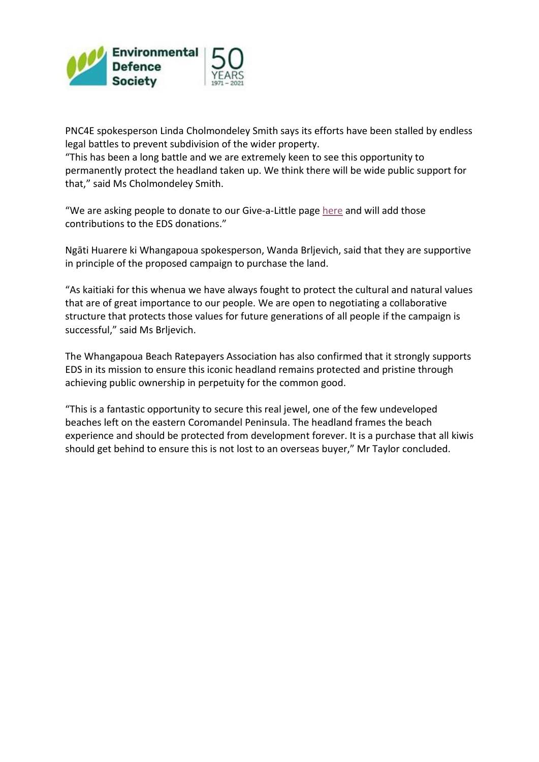PNC4E spokesperson Linda Cholmondeley Smith says its efforts have been stalled by endless legal battles to prevent subdivision of the wider property.
"This has been a long battle and we are extremely keen to see this opportunity to permanently protect the headland taken up. We think there will be wide public support for that," said Ms Cholmondeley Smith.

"We are asking people to donate to our Give-a-Little page here and will add those contributions to the EDS donations."

Ngāti Huarere ki Whangapoua spokesperson, Wanda Brljevich, said that they are supportive in principle of the proposed campaign to purchase the land.

"As kaitiaki for this whenua we have always fought to protect the cultural and natural values that are of great importance to our people. We are open to negotiating a collaborative structure that protects those values for future generations of all people if the campaign is successful," said Ms Brljevich.

The Whangapoua Beach Ratepayers Association has also confirmed that it strongly supports EDS in its mission to ensure this iconic headland remains protected and pristine through achieving public ownership in perpetuity for the common good.

"This is a fantastic opportunity to secure this real jewel, one of the few undeveloped beaches left on the eastern Coromandel Peninsula. The headland frames the beach experience and should be protected from development forever. It is a purchase that all kiwis should get behind to ensure this is not lost to an overseas buyer," Mr Taylor concluded.